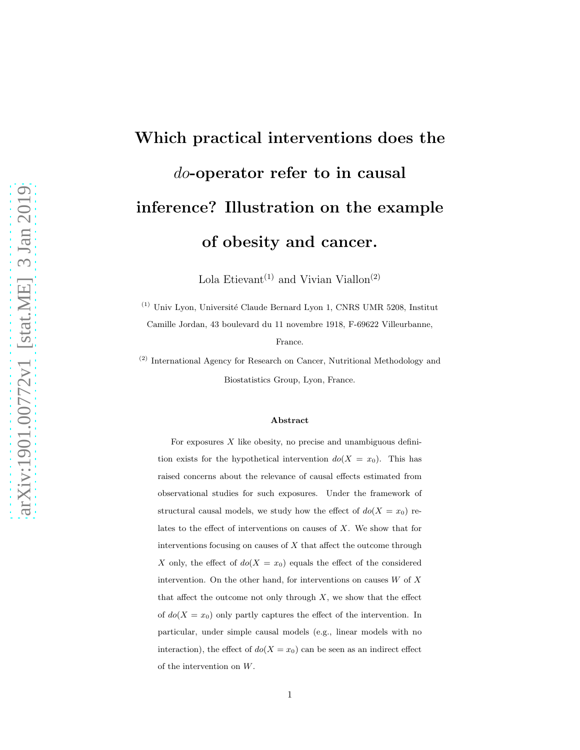# Which practical interventions does the *do*-operator refer to in causal inference? Illustration on the example of obesity and cancer.

Lola Etievant[(1)] and Vivian Viallon[(2)]

[(1)] Univ Lyon, Université Claude Bernard Lyon 1, CNRS UMR 5208, Institut Camille Jordan, 43 boulevard du 11 novembre 1918, F-69622 Villeurbanne, France.

[(2)] International Agency for Research on Cancer, Nutritional Methodology and Biostatistics Group, Lyon, France.

### Abstract

For exposures $X$ like obesity, no precise and unambiguous definition exists for the hypothetical intervention $do(X = x_0)$. This has raised concerns about the relevance of causal effects estimated from observational studies for such exposures. Under the framework of structural causal models, we study how the effect of $do(X = x_0)$ relates to the effect of interventions on causes of $X$. We show that for interventions focusing on causes of $X$ that affect the outcome through $X$ only, the effect of $do(X = x_0)$ equals the effect of the considered intervention. On the other hand, for interventions on causes $W$ of $X$ that affect the outcome not only through $X$, we show that the effect of $do(X = x_0)$ only partly captures the effect of the intervention. In particular, under simple causal models (e.g., linear models with no interaction), the effect of $do(X = x_0)$ can be seen as an indirect effect of the intervention on $W$.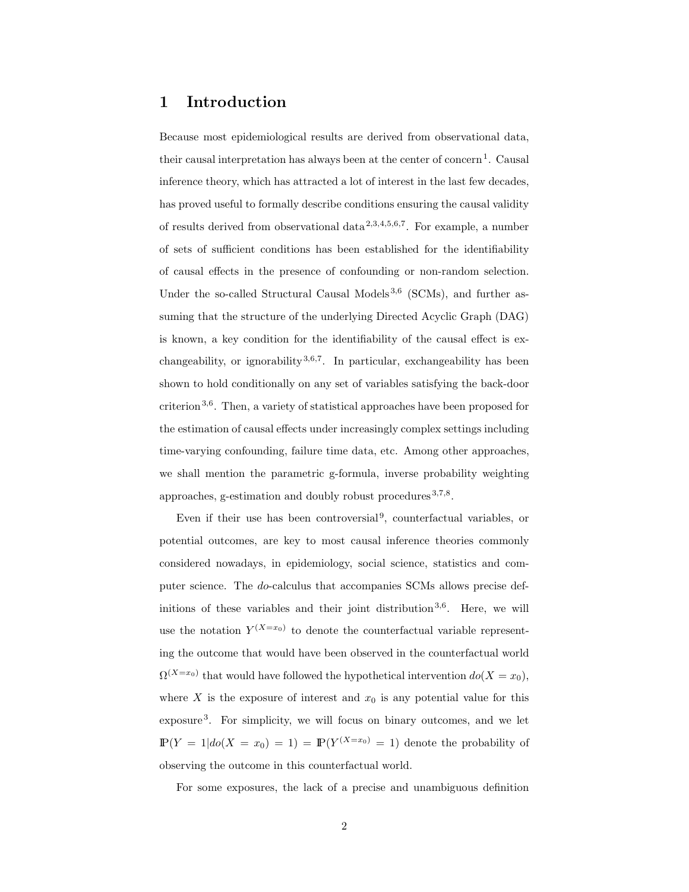# 1 Introduction

Because most epidemiological results are derived from observational data, their causal interpretation has always been at the center of concern[1]. Causal inference theory, which has attracted a lot of interest in the last few decades, has proved useful to formally describe conditions ensuring the causal validity of results derived from observational data[2,3,4,5,6,7]. For example, a number of sets of sufficient conditions has been established for the identifiability of causal effects in the presence of confounding or non-random selection. Under the so-called Structural Causal Models[3,6] (SCMs), and further assuming that the structure of the underlying Directed Acyclic Graph (DAG) is known, a key condition for the identifiability of the causal effect is exchangeability, or ignorability[3,6,7]. In particular, exchangeability has been shown to hold conditionally on any set of variables satisfying the back-door criterion[3,6]. Then, a variety of statistical approaches have been proposed for the estimation of causal effects under increasingly complex settings including time-varying confounding, failure time data, etc. Among other approaches, we shall mention the parametric g-formula, inverse probability weighting approaches, g-estimation and doubly robust procedures[3,7,8].

Even if their use has been controversial[9], counterfactual variables, or potential outcomes, are key to most causal inference theories commonly considered nowadays, in epidemiology, social science, statistics and computer science. The *do*-calculus that accompanies SCMs allows precise definitions of these variables and their joint distribution[3,6]. Here, we will use the notation $Y^{(X=x_0)}$ to denote the counterfactual variable representing the outcome that would have been observed in the counterfactual world $\Omega^{(X=x_0)}$ that would have followed the hypothetical intervention $do(X = x_0)$, where $X$ is the exposure of interest and $x_0$ is any potential value for this exposure[3]. For simplicity, we will focus on binary outcomes, and we let $\mathbb{P}(Y = 1|do(X = x_0) = 1) = \mathbb{P}(Y^{(X=x_0)} = 1)$ denote the probability of observing the outcome in this counterfactual world.

For some exposures, the lack of a precise and unambiguous definition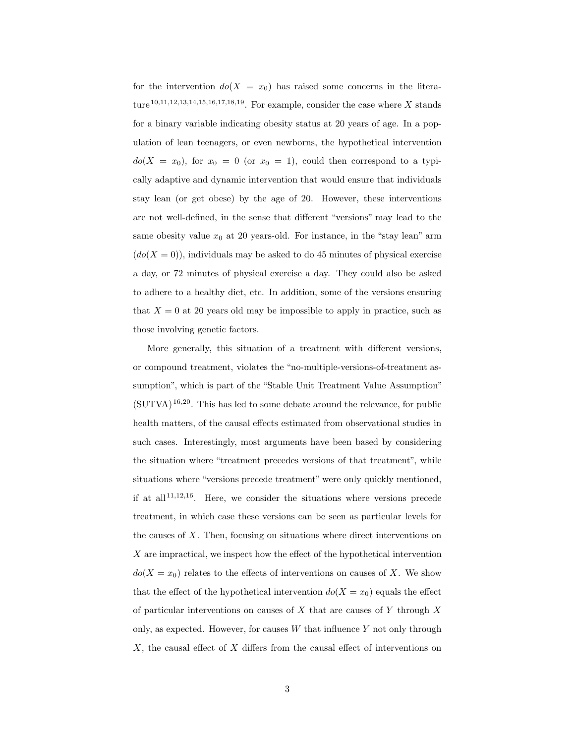for the intervention $do(X = x_0)$ has raised some concerns in the literature[10,11,12,13,14,15,16,17,18,19]. For example, consider the case where $X$ stands for a binary variable indicating obesity status at 20 years of age. In a population of lean teenagers, or even newborns, the hypothetical intervention $do(X = x_0)$, for $x_0 = 0$ (or $x_0 = 1$), could then correspond to a typically adaptive and dynamic intervention that would ensure that individuals stay lean (or get obese) by the age of 20. However, these interventions are not well-defined, in the sense that different "versions" may lead to the same obesity value $x_0$ at 20 years-old. For instance, in the "stay lean" arm ($do(X = 0)$), individuals may be asked to do 45 minutes of physical exercise a day, or 72 minutes of physical exercise a day. They could also be asked to adhere to a healthy diet, etc. In addition, some of the versions ensuring that $X = 0$ at 20 years old may be impossible to apply in practice, such as those involving genetic factors.

More generally, this situation of a treatment with different versions, or compound treatment, violates the "no-multiple-versions-of-treatment assumption", which is part of the "Stable Unit Treatment Value Assumption" (SUTVA)[16,20]. This has led to some debate around the relevance, for public health matters, of the causal effects estimated from observational studies in such cases. Interestingly, most arguments have been based by considering the situation where "treatment precedes versions of that treatment", while situations where "versions precede treatment" were only quickly mentioned, if at all[11,12,16]. Here, we consider the situations where versions precede treatment, in which case these versions can be seen as particular levels for the causes of $X$. Then, focusing on situations where direct interventions on $X$ are impractical, we inspect how the effect of the hypothetical intervention $do(X = x_0)$ relates to the effects of interventions on causes of $X$. We show that the effect of the hypothetical intervention $do(X = x_0)$ equals the effect of particular interventions on causes of $X$ that are causes of $Y$ through $X$ only, as expected. However, for causes $W$ that influence $Y$ not only through $X$, the causal effect of $X$ differs from the causal effect of interventions on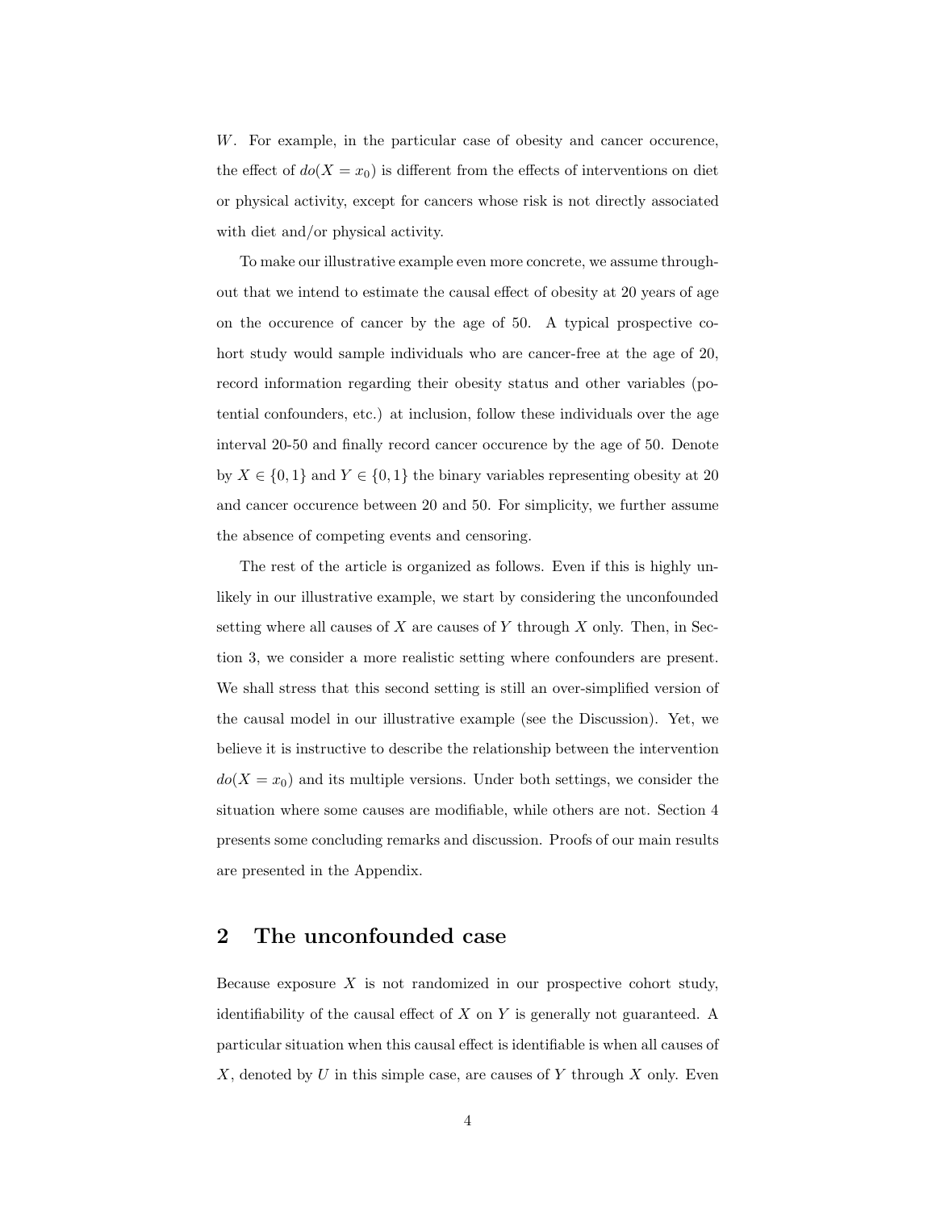$W$. For example, in the particular case of obesity and cancer occurence, the effect of $do(X = x_0)$ is different from the effects of interventions on diet or physical activity, except for cancers whose risk is not directly associated with diet and/or physical activity.

To make our illustrative example even more concrete, we assume throughout that we intend to estimate the causal effect of obesity at 20 years of age on the occurence of cancer by the age of 50. A typical prospective cohort study would sample individuals who are cancer-free at the age of 20, record information regarding their obesity status and other variables (potential confounders, etc.) at inclusion, follow these individuals over the age interval 20-50 and finally record cancer occurence by the age of 50. Denote by $X \in \{0, 1\}$ and $Y \in \{0, 1\}$ the binary variables representing obesity at 20 and cancer occurence between 20 and 50. For simplicity, we further assume the absence of competing events and censoring.

The rest of the article is organized as follows. Even if this is highly unlikely in our illustrative example, we start by considering the unconfounded setting where all causes of $X$ are causes of $Y$ through $X$ only. Then, in Section 3, we consider a more realistic setting where confounders are present. We shall stress that this second setting is still an over-simplified version of the causal model in our illustrative example (see the Discussion). Yet, we believe it is instructive to describe the relationship between the intervention $do(X = x_0)$ and its multiple versions. Under both settings, we consider the situation where some causes are modifiable, while others are not. Section 4 presents some concluding remarks and discussion. Proofs of our main results are presented in the Appendix.

## 2 The unconfounded case

Because exposure $X$ is not randomized in our prospective cohort study, identifiability of the causal effect of $X$ on $Y$ is generally not guaranteed. A particular situation when this causal effect is identifiable is when all causes of $X$, denoted by $U$ in this simple case, are causes of $Y$ through $X$ only. Even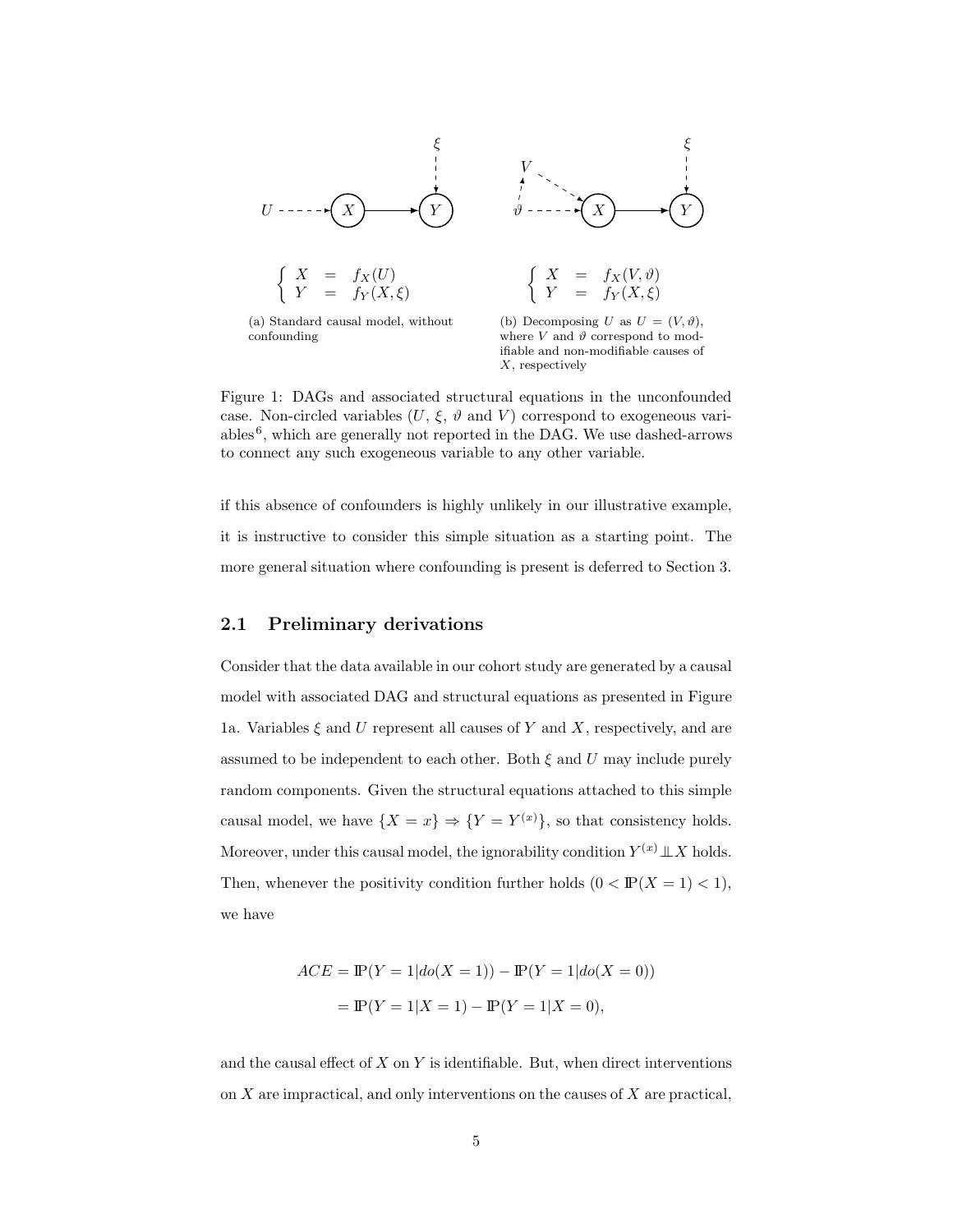$$\begin{cases} X &= f_X(U) \\ Y &= f_Y(X, \xi) \end{cases}$$

(a) Standard causal model, without confounding

$$\begin{cases} X &= f_X(V, \vartheta) \\ Y &= f_Y(X, \xi) \end{cases}$$

(b) Decomposing $U$ as $U = (V, \vartheta)$, where $V$ and $\vartheta$ correspond to modifiable and non-modifiable causes of $X$, respectively

Figure 1: DAGs and associated structural equations in the unconfounded case. Non-circled variables ($U$, $\xi$, $\vartheta$ and $V$) correspond to exogeneous variables[6], which are generally not reported in the DAG. We use dashed-arrows to connect any such exogeneous variable to any other variable.

if this absence of confounders is highly unlikely in our illustrative example, it is instructive to consider this simple situation as a starting point. The more general situation where confounding is present is deferred to Section 3.

## 2.1 Preliminary derivations

Consider that the data available in our cohort study are generated by a causal model with associated DAG and structural equations as presented in Figure 1a. Variables $\xi$ and $U$ represent all causes of $Y$ and $X$, respectively, and are assumed to be independent to each other. Both $\xi$ and $U$ may include purely random components. Given the structural equations attached to this simple causal model, we have $\{X = x\} \Rightarrow \{Y = Y^{(x)}\}$, so that consistency holds. Moreover, under this causal model, the ignorability condition $Y^{(x)} \perp\!\!\!\perp X$ holds. Then, whenever the positivity condition further holds ($0 < \mathbb{P}(X = 1) < 1$), we have

$$\begin{aligned} ACE &= \mathbb{P}(Y = 1|do(X = 1)) - \mathbb{P}(Y = 1|do(X = 0)) \\ &= \mathbb{P}(Y = 1|X = 1) - \mathbb{P}(Y = 1|X = 0), \end{aligned}$$

and the causal effect of $X$ on $Y$ is identifiable. But, when direct interventions on $X$ are impractical, and only interventions on the causes of $X$ are practical,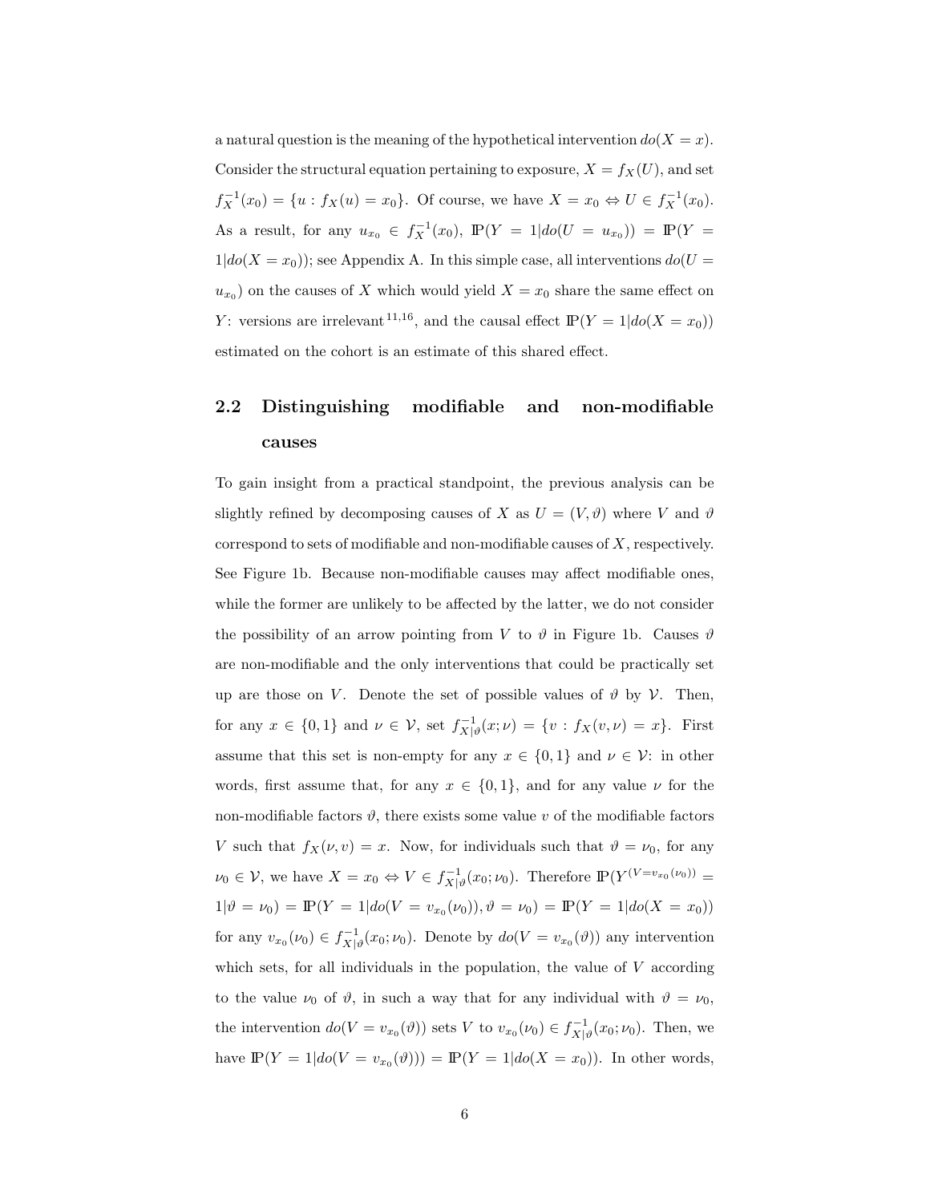a natural question is the meaning of the hypothetical intervention $do(X = x)$. Consider the structural equation pertaining to exposure, $X = f_X(U)$, and set $f_X^{-1}(x_0) = \{u : f_X(u) = x_0\}$. Of course, we have $X = x_0 \Leftrightarrow U \in f_X^{-1}(x_0)$. As a result, for any $u_{x_0} \in f_X^{-1}(x_0)$, $\mathbb{P}(Y = 1|do(U = u_{x_0})) = \mathbb{P}(Y = 1|do(X = x_0))$; see Appendix A. In this simple case, all interventions $do(U = u_{x_0})$ on the causes of $X$ which would yield $X = x_0$ share the same effect on $Y$: versions are irrelevant[11,16], and the causal effect $\mathbb{P}(Y = 1|do(X = x_0))$ estimated on the cohort is an estimate of this shared effect.

## 2.2 Distinguishing modifiable and non-modifiable causes

To gain insight from a practical standpoint, the previous analysis can be slightly refined by decomposing causes of $X$ as $U = (V, \vartheta)$ where $V$ and $\vartheta$ correspond to sets of modifiable and non-modifiable causes of $X$, respectively. See Figure 1b. Because non-modifiable causes may affect modifiable ones, while the former are unlikely to be affected by the latter, we do not consider the possibility of an arrow pointing from $V$ to $\vartheta$ in Figure 1b. Causes $\vartheta$ are non-modifiable and the only interventions that could be practically set up are those on $V$. Denote the set of possible values of $\vartheta$ by $\mathcal{V}$. Then, for any $x \in \{0, 1\}$ and $\nu \in \mathcal{V}$, set $f_{X|\vartheta}^{-1}(x; \nu) = \{v : f_X(v, \nu) = x\}$. First assume that this set is non-empty for any $x \in \{0, 1\}$ and $\nu \in \mathcal{V}$: in other words, first assume that, for any $x \in \{0, 1\}$, and for any value $\nu$ for the non-modifiable factors $\vartheta$, there exists some value $v$ of the modifiable factors $V$ such that $f_X(\nu, v) = x$. Now, for individuals such that $\vartheta = \nu_0$, for any $\nu_0 \in \mathcal{V}$, we have $X = x_0 \Leftrightarrow V \in f_{X|\vartheta}^{-1}(x_0; \nu_0)$. Therefore $\mathbb{P}(Y^{(V=v_{x_0}(\nu_0))} = 1|\vartheta = \nu_0) = \mathbb{P}(Y = 1|do(V = v_{x_0}(\nu_0)), \vartheta = \nu_0) = \mathbb{P}(Y = 1|do(X = x_0))$ for any $v_{x_0}(\nu_0) \in f_{X|\vartheta}^{-1}(x_0; \nu_0)$. Denote by $do(V = v_{x_0}(\vartheta))$ any intervention which sets, for all individuals in the population, the value of $V$ according to the value $\nu_0$ of $\vartheta$, in such a way that for any individual with $\vartheta = \nu_0$, the intervention $do(V = v_{x_0}(\vartheta))$ sets $V$ to $v_{x_0}(\nu_0) \in f_{X|\vartheta}^{-1}(x_0; \nu_0)$. Then, we have $\mathbb{P}(Y = 1|do(V = v_{x_0}(\vartheta))) = \mathbb{P}(Y = 1|do(X = x_0))$. In other words,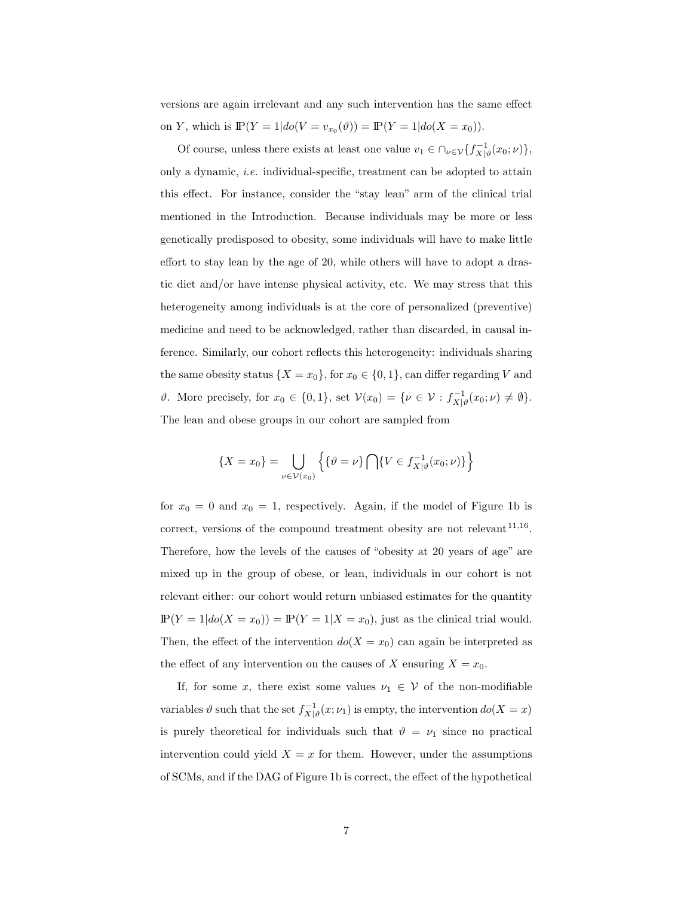versions are again irrelevant and any such intervention has the same effect on $Y$, which is $\mathbb{P}(Y = 1|do(V = v_{x_0}(\vartheta)) = \mathbb{P}(Y = 1|do(X = x_0))$.

Of course, unless there exists at least one value $v_1 \in \cap_{\nu \in \mathcal{V}}\{f^{-1}_{X|\vartheta}(x_0; \nu)\}$, only a dynamic, *i.e.* individual-specific, treatment can be adopted to attain this effect. For instance, consider the "stay lean" arm of the clinical trial mentioned in the Introduction. Because individuals may be more or less genetically predisposed to obesity, some individuals will have to make little effort to stay lean by the age of 20, while others will have to adopt a drastic diet and/or have intense physical activity, etc. We may stress that this heterogeneity among individuals is at the core of personalized (preventive) medicine and need to be acknowledged, rather than discarded, in causal inference. Similarly, our cohort reflects this heterogeneity: individuals sharing the same obesity status $\{X = x_0\}$, for $x_0 \in \{0, 1\}$, can differ regarding $V$ and $\vartheta$. More precisely, for $x_0 \in \{0, 1\}$, set $\mathcal{V}(x_0) = \{\nu \in \mathcal{V} : f^{-1}_{X|\vartheta}(x_0; \nu) \neq \emptyset\}$. The lean and obese groups in our cohort are sampled from

$$\{X = x_0\} = \bigcup_{\nu \in \mathcal{V}(x_0)} \Big\{\{\vartheta = \nu\} \bigcap \{V \in f^{-1}_{X|\vartheta}(x_0; \nu)\}\Big\}$$

for $x_0 = 0$ and $x_0 = 1$, respectively. Again, if the model of Figure 1b is correct, versions of the compound treatment obesity are not relevant[11,16]. Therefore, how the levels of the causes of "obesity at 20 years of age" are mixed up in the group of obese, or lean, individuals in our cohort is not relevant either: our cohort would return unbiased estimates for the quantity $\mathbb{P}(Y = 1|do(X = x_0)) = \mathbb{P}(Y = 1|X = x_0)$, just as the clinical trial would. Then, the effect of the intervention $do(X = x_0)$ can again be interpreted as the effect of any intervention on the causes of $X$ ensuring $X = x_0$.

If, for some $x$, there exist some values $\nu_1 \in \mathcal{V}$ of the non-modifiable variables $\vartheta$ such that the set $f^{-1}_{X|\vartheta}(x; \nu_1)$ is empty, the intervention $do(X = x)$ is purely theoretical for individuals such that $\vartheta = \nu_1$ since no practical intervention could yield $X = x$ for them. However, under the assumptions of SCMs, and if the DAG of Figure 1b is correct, the effect of the hypothetical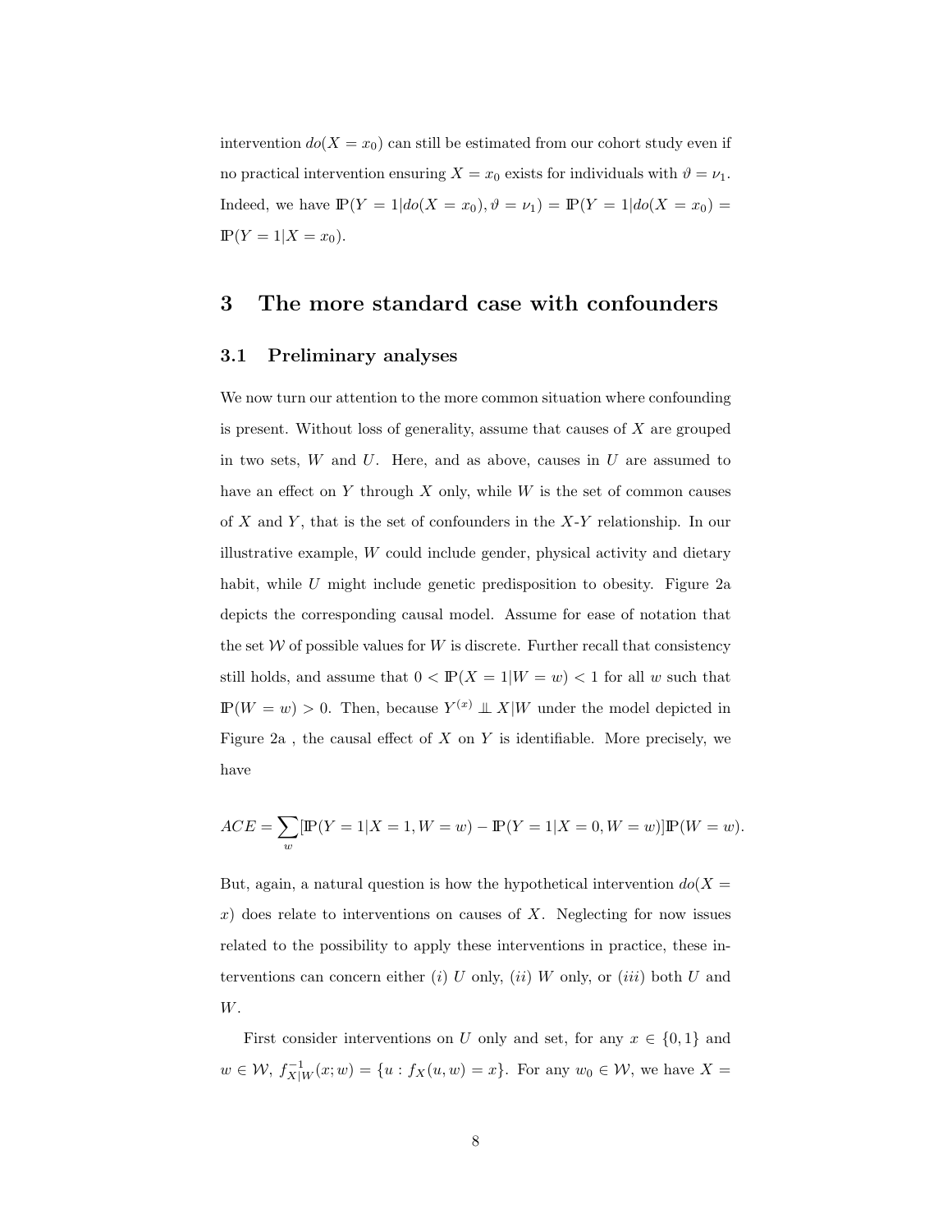intervention $do(X = x_0)$ can still be estimated from our cohort study even if no practical intervention ensuring $X = x_0$ exists for individuals with $\vartheta = \nu_1$. Indeed, we have $\mathbb{P}(Y = 1|do(X = x_0), \vartheta = \nu_1) = \mathbb{P}(Y = 1|do(X = x_0) = \mathbb{P}(Y = 1|X = x_0)$.

## 3 The more standard case with confounders

### 3.1 Preliminary analyses

We now turn our attention to the more common situation where confounding is present. Without loss of generality, assume that causes of $X$ are grouped in two sets, $W$ and $U$. Here, and as above, causes in $U$ are assumed to have an effect on $Y$ through $X$ only, while $W$ is the set of common causes of $X$ and $Y$, that is the set of confounders in the $X$-$Y$ relationship. In our illustrative example, $W$ could include gender, physical activity and dietary habit, while $U$ might include genetic predisposition to obesity. Figure 2a depicts the corresponding causal model. Assume for ease of notation that the set $\mathcal{W}$ of possible values for $W$ is discrete. Further recall that consistency still holds, and assume that $0 < \mathbb{P}(X = 1|W = w) < 1$ for all $w$ such that $\mathbb{P}(W = w) > 0$. Then, because $Y^{(x)} \perp\!\!\!\perp X|W$ under the model depicted in Figure 2a , the causal effect of $X$ on $Y$ is identifiable. More precisely, we have

$$ACE = \sum_{w} [\mathbb{P}(Y = 1|X = 1, W = w) - \mathbb{P}(Y = 1|X = 0, W = w)]\mathbb{P}(W = w).$$

But, again, a natural question is how the hypothetical intervention $do(X = x)$ does relate to interventions on causes of $X$. Neglecting for now issues related to the possibility to apply these interventions in practice, these interventions can concern either $(i)$ $U$ only, $(ii)$ $W$ only, or $(iii)$ both $U$ and $W$.

First consider interventions on $U$ only and set, for any $x \in \{0, 1\}$ and $w \in \mathcal{W}$, $f^{-1}_{X|W}(x; w) = \{u : f_X(u, w) = x\}$. For any $w_0 \in \mathcal{W}$, we have $X =$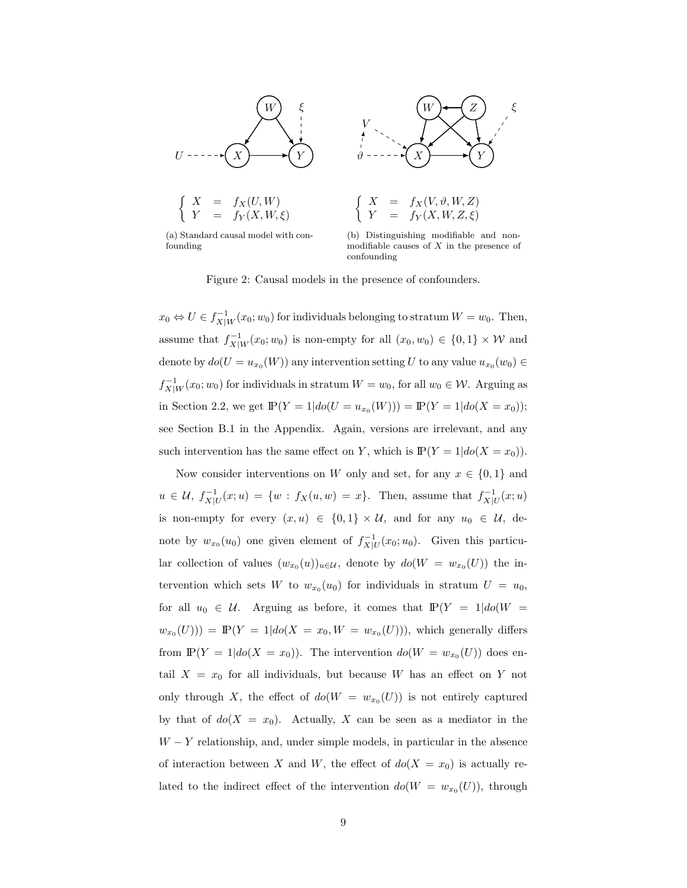$$\begin{cases} X &= f_X(U, W) \\ Y &= f_Y(X, W, \xi) \end{cases}$$

(a) Standard causal model with confounding

$$\begin{cases} X &= f_X(V, \vartheta, W, Z) \\ Y &= f_Y(X, W, Z, \xi) \end{cases}$$

(b) Distinguishing modifiable and non-modifiable causes of $X$ in the presence of confounding

Figure 2: Causal models in the presence of confounders.

$x_0 \Leftrightarrow U \in f^{-1}_{X|W}(x_0; w_0)$ for individuals belonging to stratum $W = w_0$. Then, assume that $f^{-1}_{X|W}(x_0; w_0)$ is non-empty for all $(x_0, w_0) \in \{0, 1\} \times \mathcal{W}$ and denote by $do(U = u_{x_0}(W))$ any intervention setting $U$ to any value $u_{x_0}(w_0) \in f^{-1}_{X|W}(x_0; w_0)$ for individuals in stratum $W = w_0$, for all $w_0 \in \mathcal{W}$. Arguing as in Section 2.2, we get $\mathbb{P}(Y = 1|do(U = u_{x_0}(W))) = \mathbb{P}(Y = 1|do(X = x_0))$; see Section B.1 in the Appendix. Again, versions are irrelevant, and any such intervention has the same effect on $Y$, which is $\mathbb{P}(Y = 1|do(X = x_0))$.

Now consider interventions on $W$ only and set, for any $x \in \{0, 1\}$ and $u \in \mathcal{U}$, $f^{-1}_{X|U}(x; u) = \{w : f_X(u, w) = x\}$. Then, assume that $f^{-1}_{X|U}(x; u)$ is non-empty for every $(x, u) \in \{0, 1\} \times \mathcal{U}$, and for any $u_0 \in \mathcal{U}$, denote by $w_{x_0}(u_0)$ one given element of $f^{-1}_{X|U}(x_0; u_0)$. Given this particular collection of values $(w_{x_0}(u))_{u \in \mathcal{U}}$, denote by $do(W = w_{x_0}(U))$ the intervention which sets $W$ to $w_{x_0}(u_0)$ for individuals in stratum $U = u_0$, for all $u_0 \in \mathcal{U}$. Arguing as before, it comes that $\mathbb{P}(Y = 1|do(W = w_{x_0}(U))) = \mathbb{P}(Y = 1|do(X = x_0, W = w_{x_0}(U)))$, which generally differs from $\mathbb{P}(Y = 1|do(X = x_0))$. The intervention $do(W = w_{x_0}(U))$ does entail $X = x_0$ for all individuals, but because $W$ has an effect on $Y$ not only through $X$, the effect of $do(W = w_{x_0}(U))$ is not entirely captured by that of $do(X = x_0)$. Actually, $X$ can be seen as a mediator in the $W - Y$ relationship, and, under simple models, in particular in the absence of interaction between $X$ and $W$, the effect of $do(X = x_0)$ is actually related to the indirect effect of the intervention $do(W = w_{x_0}(U))$, through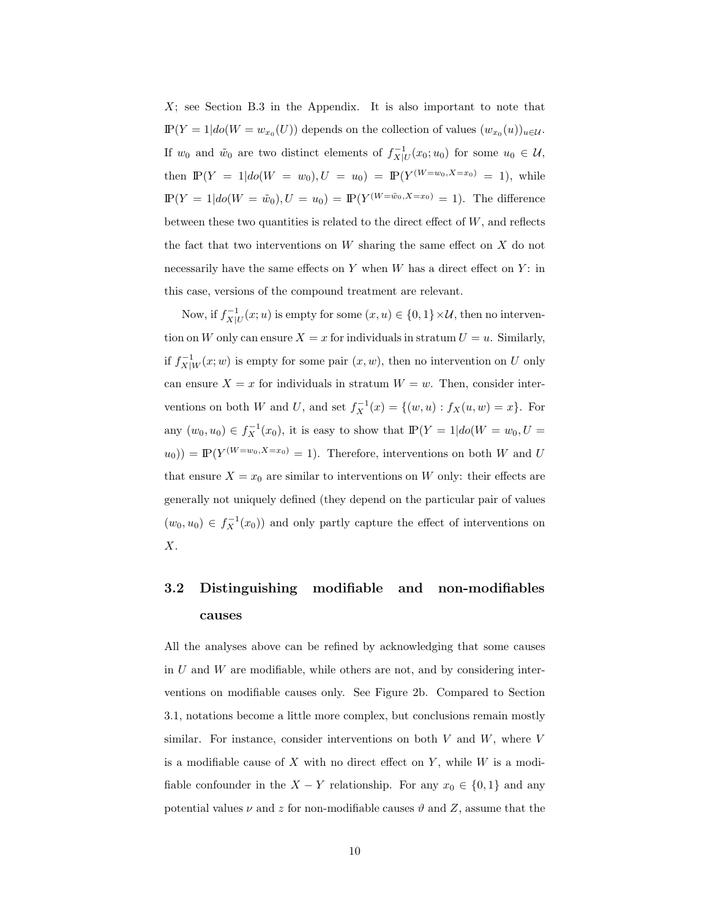$X$; see Section B.3 in the Appendix. It is also important to note that $\mathbb{P}(Y = 1|do(W = w_{x_0}(U))$ depends on the collection of values $(w_{x_0}(u))_{u \in \mathcal{U}}$. If $w_0$ and $\tilde{w}_0$ are two distinct elements of $f^{-1}_{X|U}(x_0; u_0)$ for some $u_0 \in \mathcal{U}$, then $\mathbb{P}(Y = 1|do(W = w_0), U = u_0) = \mathbb{P}(Y^{(W=w_0,X=x_0)} = 1)$, while $\mathbb{P}(Y = 1|do(W = \tilde{w}_0), U = u_0) = \mathbb{P}(Y^{(W=\tilde{w}_0,X=x_0)} = 1)$. The difference between these two quantities is related to the direct effect of $W$, and reflects the fact that two interventions on $W$ sharing the same effect on $X$ do not necessarily have the same effects on $Y$ when $W$ has a direct effect on $Y$: in this case, versions of the compound treatment are relevant.

Now, if $f^{-1}_{X|U}(x; u)$ is empty for some $(x, u) \in \{0, 1\} \times \mathcal{U}$, then no intervention on $W$ only can ensure $X = x$ for individuals in stratum $U = u$. Similarly, if $f^{-1}_{X|W}(x; w)$ is empty for some pair $(x, w)$, then no intervention on $U$ only can ensure $X = x$ for individuals in stratum $W = w$. Then, consider interventions on both $W$ and $U$, and set $f^{-1}_X(x) = \{(w, u) : f_X(u, w) = x\}$. For any $(w_0, u_0) \in f^{-1}_X(x_0)$, it is easy to show that $\mathbb{P}(Y = 1|do(W = w_0, U = u_0)) = \mathbb{P}(Y^{(W=w_0,X=x_0)} = 1)$. Therefore, interventions on both $W$ and $U$ that ensure $X = x_0$ are similar to interventions on $W$ only: their effects are generally not uniquely defined (they depend on the particular pair of values $(w_0, u_0) \in f^{-1}_X(x_0)$) and only partly capture the effect of interventions on $X$.

## 3.2 Distinguishing modifiable and non-modifiables causes

All the analyses above can be refined by acknowledging that some causes in $U$ and $W$ are modifiable, while others are not, and by considering interventions on modifiable causes only. See Figure 2b. Compared to Section 3.1, notations become a little more complex, but conclusions remain mostly similar. For instance, consider interventions on both $V$ and $W$, where $V$ is a modifiable cause of $X$ with no direct effect on $Y$, while $W$ is a modifiable confounder in the $X - Y$ relationship. For any $x_0 \in \{0, 1\}$ and any potential values $\nu$ and $z$ for non-modifiable causes $\vartheta$ and $Z$, assume that the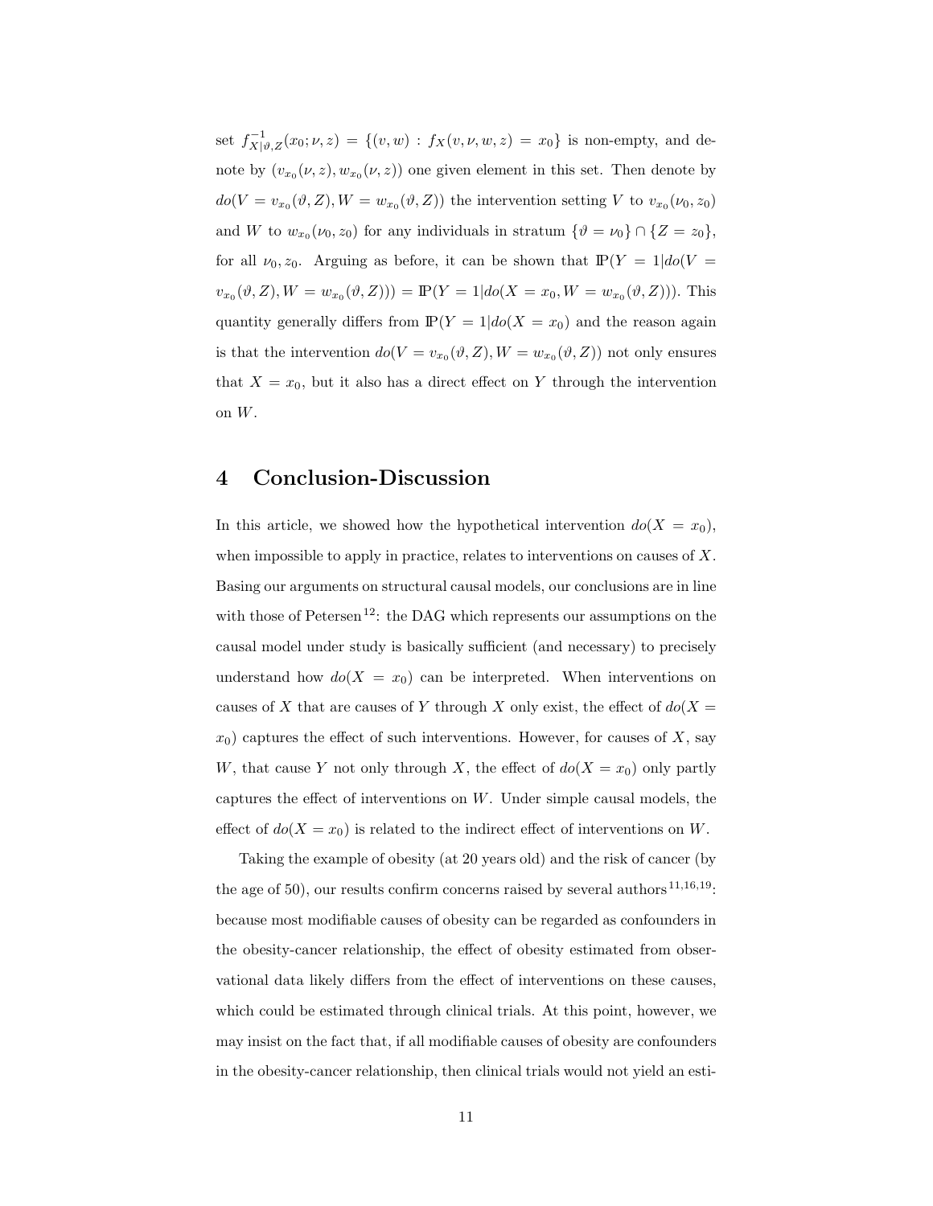set $f^{-1}_{X|\vartheta,Z}(x_0; \nu, z) = \{(v, w) : f_X(v, \nu, w, z) = x_0\}$ is non-empty, and denote by $(v_{x_0}(\nu, z), w_{x_0}(\nu, z))$ one given element in this set. Then denote by $do(V = v_{x_0}(\vartheta, Z), W = w_{x_0}(\vartheta, Z))$ the intervention setting $V$ to $v_{x_0}(\nu_0, z_0)$ and $W$ to $w_{x_0}(\nu_0, z_0)$ for any individuals in stratum $\{\vartheta = \nu_0\} \cap \{Z = z_0\}$, for all $\nu_0, z_0$. Arguing as before, it can be shown that $\mathbb{P}(Y = 1|do(V = v_{x_0}(\vartheta, Z), W = w_{x_0}(\vartheta, Z))) = \mathbb{P}(Y = 1|do(X = x_0, W = w_{x_0}(\vartheta, Z)))$. This quantity generally differs from $\mathbb{P}(Y = 1|do(X = x_0)$ and the reason again is that the intervention $do(V = v_{x_0}(\vartheta, Z), W = w_{x_0}(\vartheta, Z))$ not only ensures that $X = x_0$, but it also has a direct effect on $Y$ through the intervention on $W$.

# 4 Conclusion-Discussion

In this article, we showed how the hypothetical intervention $do(X = x_0)$, when impossible to apply in practice, relates to interventions on causes of $X$. Basing our arguments on structural causal models, our conclusions are in line with those of Petersen[12]: the DAG which represents our assumptions on the causal model under study is basically sufficient (and necessary) to precisely understand how $do(X = x_0)$ can be interpreted. When interventions on causes of $X$ that are causes of $Y$ through $X$ only exist, the effect of $do(X = x_0)$ captures the effect of such interventions. However, for causes of $X$, say $W$, that cause $Y$ not only through $X$, the effect of $do(X = x_0)$ only partly captures the effect of interventions on $W$. Under simple causal models, the effect of $do(X = x_0)$ is related to the indirect effect of interventions on $W$.

Taking the example of obesity (at 20 years old) and the risk of cancer (by the age of 50), our results confirm concerns raised by several authors[11,16,19]: because most modifiable causes of obesity can be regarded as confounders in the obesity-cancer relationship, the effect of obesity estimated from observational data likely differs from the effect of interventions on these causes, which could be estimated through clinical trials. At this point, however, we may insist on the fact that, if all modifiable causes of obesity are confounders in the obesity-cancer relationship, then clinical trials would not yield an esti-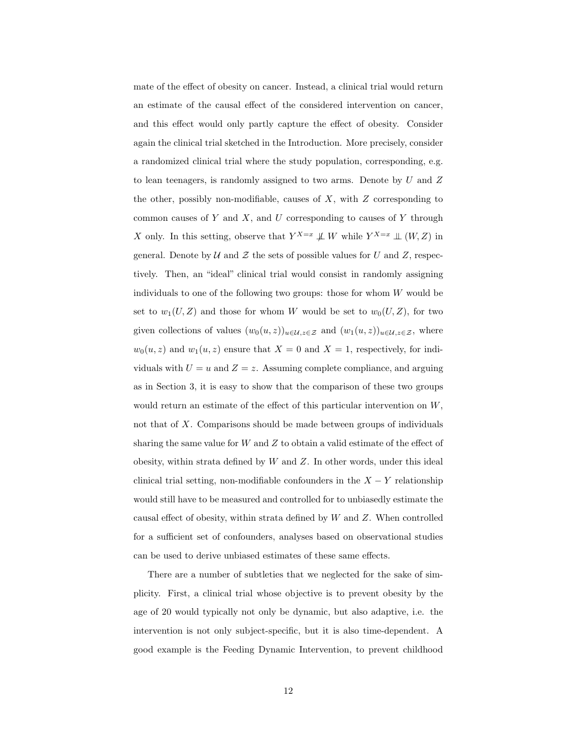mate of the effect of obesity on cancer. Instead, a clinical trial would return an estimate of the causal effect of the considered intervention on cancer, and this effect would only partly capture the effect of obesity. Consider again the clinical trial sketched in the Introduction. More precisely, consider a randomized clinical trial where the study population, corresponding, e.g. to lean teenagers, is randomly assigned to two arms. Denote by $U$ and $Z$ the other, possibly non-modifiable, causes of $X$, with $Z$ corresponding to common causes of $Y$ and $X$, and $U$ corresponding to causes of $Y$ through $X$ only. In this setting, observe that $Y^{X=x} \not\perp\!\!\!\perp W$ while $Y^{X=x} \perp\!\!\!\perp (W, Z)$ in general. Denote by $\mathcal{U}$ and $\mathcal{Z}$ the sets of possible values for $U$ and $Z$, respectively. Then, an "ideal" clinical trial would consist in randomly assigning individuals to one of the following two groups: those for whom $W$ would be set to $w_1(U, Z)$ and those for whom $W$ would be set to $w_0(U, Z)$, for two given collections of values $(w_0(u, z))_{u \in \mathcal{U}, z \in \mathcal{Z}}$ and $(w_1(u, z))_{u \in \mathcal{U}, z \in \mathcal{Z}}$, where $w_0(u, z)$ and $w_1(u, z)$ ensure that $X = 0$ and $X = 1$, respectively, for individuals with $U = u$ and $Z = z$. Assuming complete compliance, and arguing as in Section 3, it is easy to show that the comparison of these two groups would return an estimate of the effect of this particular intervention on $W$, not that of $X$. Comparisons should be made between groups of individuals sharing the same value for $W$ and $Z$ to obtain a valid estimate of the effect of obesity, within strata defined by $W$ and $Z$. In other words, under this ideal clinical trial setting, non-modifiable confounders in the $X - Y$ relationship would still have to be measured and controlled for to unbiasedly estimate the causal effect of obesity, within strata defined by $W$ and $Z$. When controlled for a sufficient set of confounders, analyses based on observational studies can be used to derive unbiased estimates of these same effects.

There are a number of subtleties that we neglected for the sake of simplicity. First, a clinical trial whose objective is to prevent obesity by the age of 20 would typically not only be dynamic, but also adaptive, i.e. the intervention is not only subject-specific, but it is also time-dependent. A good example is the Feeding Dynamic Intervention, to prevent childhood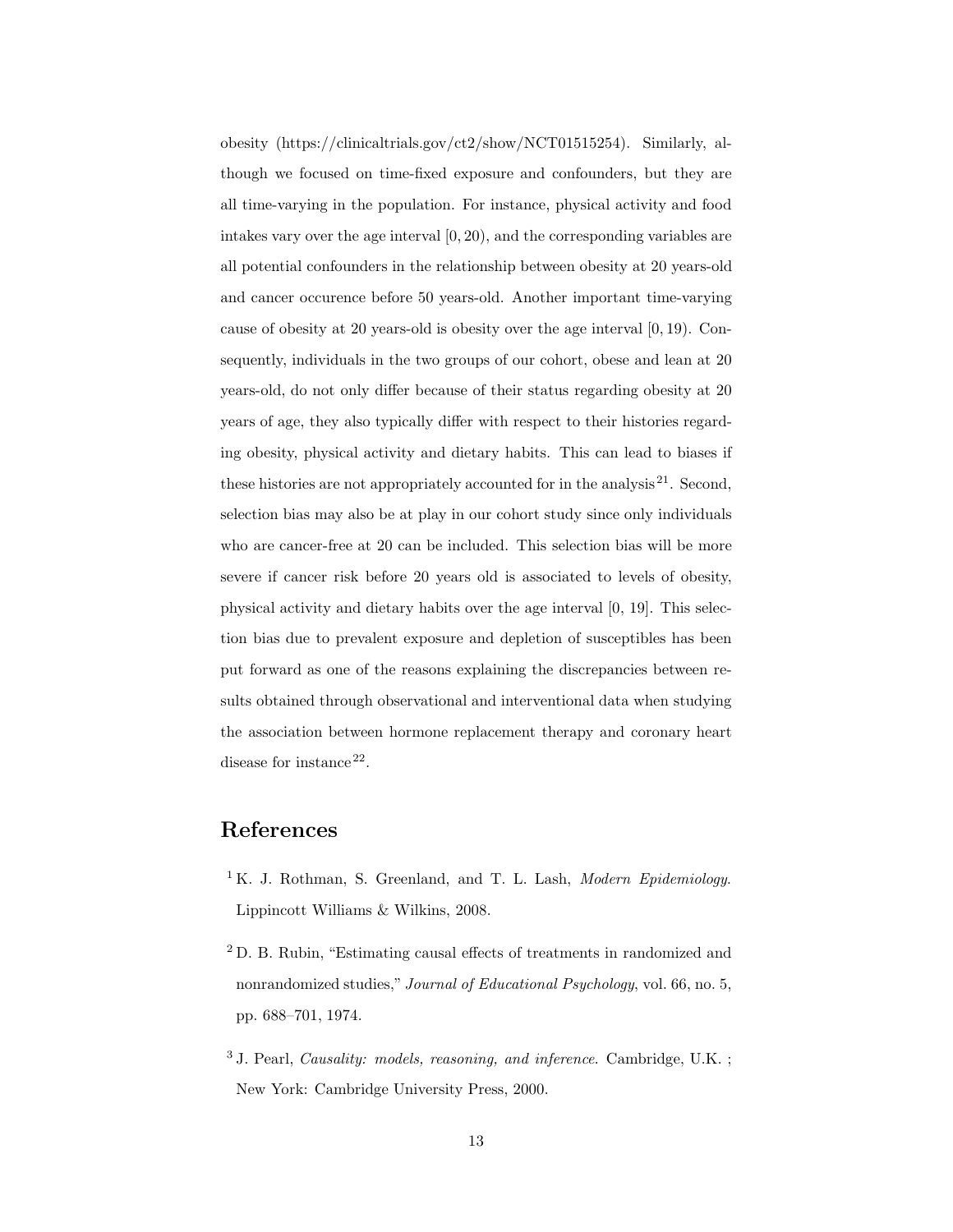obesity (https://clinicaltrials.gov/ct2/show/NCT01515254). Similarly, although we focused on time-fixed exposure and confounders, but they are all time-varying in the population. For instance, physical activity and food intakes vary over the age interval $[0, 20)$, and the corresponding variables are all potential confounders in the relationship between obesity at 20 years-old and cancer occurence before 50 years-old. Another important time-varying cause of obesity at 20 years-old is obesity over the age interval $[0, 19)$. Consequently, individuals in the two groups of our cohort, obese and lean at 20 years-old, do not only differ because of their status regarding obesity at 20 years of age, they also typically differ with respect to their histories regarding obesity, physical activity and dietary habits. This can lead to biases if these histories are not appropriately accounted for in the analysis[21]. Second, selection bias may also be at play in our cohort study since only individuals who are cancer-free at 20 can be included. This selection bias will be more severe if cancer risk before 20 years old is associated to levels of obesity, physical activity and dietary habits over the age interval [0, 19]. This selection bias due to prevalent exposure and depletion of susceptibles has been put forward as one of the reasons explaining the discrepancies between results obtained through observational and interventional data when studying the association between hormone replacement therapy and coronary heart disease for instance[22].

# References

[1] K. J. Rothman, S. Greenland, and T. L. Lash, *Modern Epidemiology.* Lippincott Williams & Wilkins, 2008.

[2] D. B. Rubin, "Estimating causal effects of treatments in randomized and nonrandomized studies," *Journal of Educational Psychology*, vol. 66, no. 5, pp. 688–701, 1974.

[3] J. Pearl, *Causality: models, reasoning, and inference.* Cambridge, U.K. ; New York: Cambridge University Press, 2000.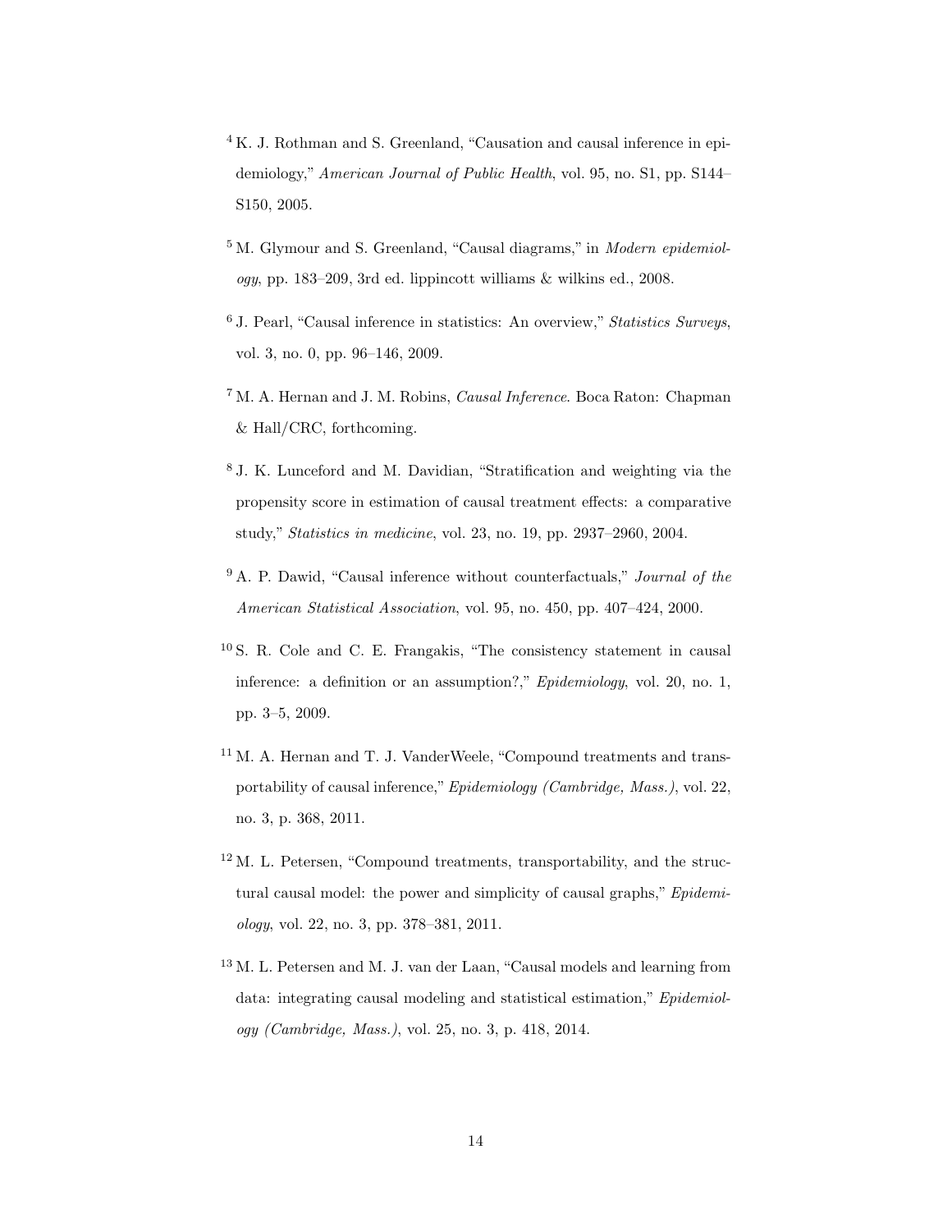[4] K. J. Rothman and S. Greenland, "Causation and causal inference in epidemiology," *American Journal of Public Health*, vol. 95, no. S1, pp. S144–S150, 2005.

[5] M. Glymour and S. Greenland, "Causal diagrams," in *Modern epidemiology*, pp. 183–209, 3rd ed. lippincott williams & wilkins ed., 2008.

[6] J. Pearl, "Causal inference in statistics: An overview," *Statistics Surveys*, vol. 3, no. 0, pp. 96–146, 2009.

[7] M. A. Hernan and J. M. Robins, *Causal Inference*. Boca Raton: Chapman & Hall/CRC, forthcoming.

[8] J. K. Lunceford and M. Davidian, "Stratification and weighting via the propensity score in estimation of causal treatment effects: a comparative study," *Statistics in medicine*, vol. 23, no. 19, pp. 2937–2960, 2004.

[9] A. P. Dawid, "Causal inference without counterfactuals," *Journal of the American Statistical Association*, vol. 95, no. 450, pp. 407–424, 2000.

[10] S. R. Cole and C. E. Frangakis, "The consistency statement in causal inference: a definition or an assumption?," *Epidemiology*, vol. 20, no. 1, pp. 3–5, 2009.

[11] M. A. Hernan and T. J. VanderWeele, "Compound treatments and transportability of causal inference," *Epidemiology (Cambridge, Mass.)*, vol. 22, no. 3, p. 368, 2011.

[12] M. L. Petersen, "Compound treatments, transportability, and the structural causal model: the power and simplicity of causal graphs," *Epidemiology*, vol. 22, no. 3, pp. 378–381, 2011.

[13] M. L. Petersen and M. J. van der Laan, "Causal models and learning from data: integrating causal modeling and statistical estimation," *Epidemiology (Cambridge, Mass.)*, vol. 25, no. 3, p. 418, 2014.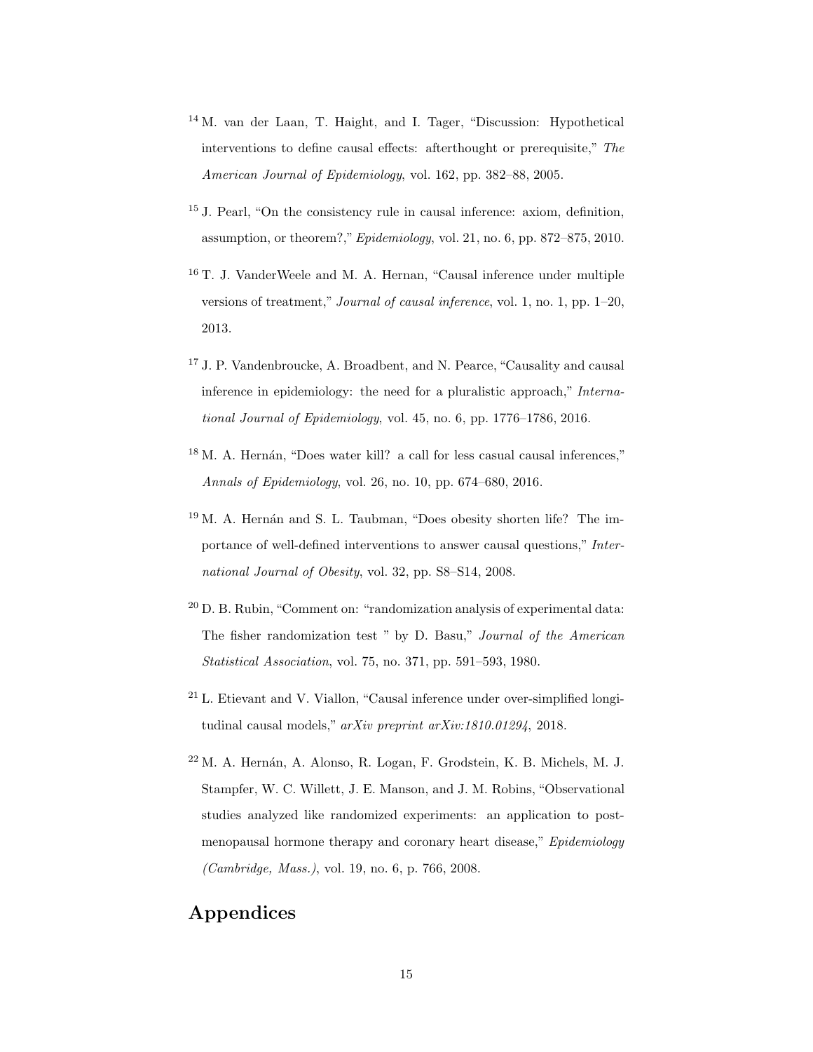[14] M. van der Laan, T. Haight, and I. Tager, "Discussion: Hypothetical interventions to define causal effects: afterthought or prerequisite," *The American Journal of Epidemiology*, vol. 162, pp. 382–88, 2005.

[15] J. Pearl, "On the consistency rule in causal inference: axiom, definition, assumption, or theorem?," *Epidemiology*, vol. 21, no. 6, pp. 872–875, 2010.

[16] T. J. VanderWeele and M. A. Hernan, "Causal inference under multiple versions of treatment," *Journal of causal inference*, vol. 1, no. 1, pp. 1–20, 2013.

[17] J. P. Vandenbroucke, A. Broadbent, and N. Pearce, "Causality and causal inference in epidemiology: the need for a pluralistic approach," *International Journal of Epidemiology*, vol. 45, no. 6, pp. 1776–1786, 2016.

[18] M. A. Hernán, "Does water kill? a call for less casual causal inferences," *Annals of Epidemiology*, vol. 26, no. 10, pp. 674–680, 2016.

[19] M. A. Hernán and S. L. Taubman, "Does obesity shorten life? The importance of well-defined interventions to answer causal questions," *International Journal of Obesity*, vol. 32, pp. S8–S14, 2008.

[20] D. B. Rubin, "Comment on: "randomization analysis of experimental data: The fisher randomization test " by D. Basu," *Journal of the American Statistical Association*, vol. 75, no. 371, pp. 591–593, 1980.

[21] L. Etievant and V. Viallon, "Causal inference under over-simplified longitudinal causal models," *arXiv preprint arXiv:1810.01294*, 2018.

[22] M. A. Hernán, A. Alonso, R. Logan, F. Grodstein, K. B. Michels, M. J. Stampfer, W. C. Willett, J. E. Manson, and J. M. Robins, "Observational studies analyzed like randomized experiments: an application to postmenopausal hormone therapy and coronary heart disease," *Epidemiology (Cambridge, Mass.)*, vol. 19, no. 6, p. 766, 2008.

# Appendices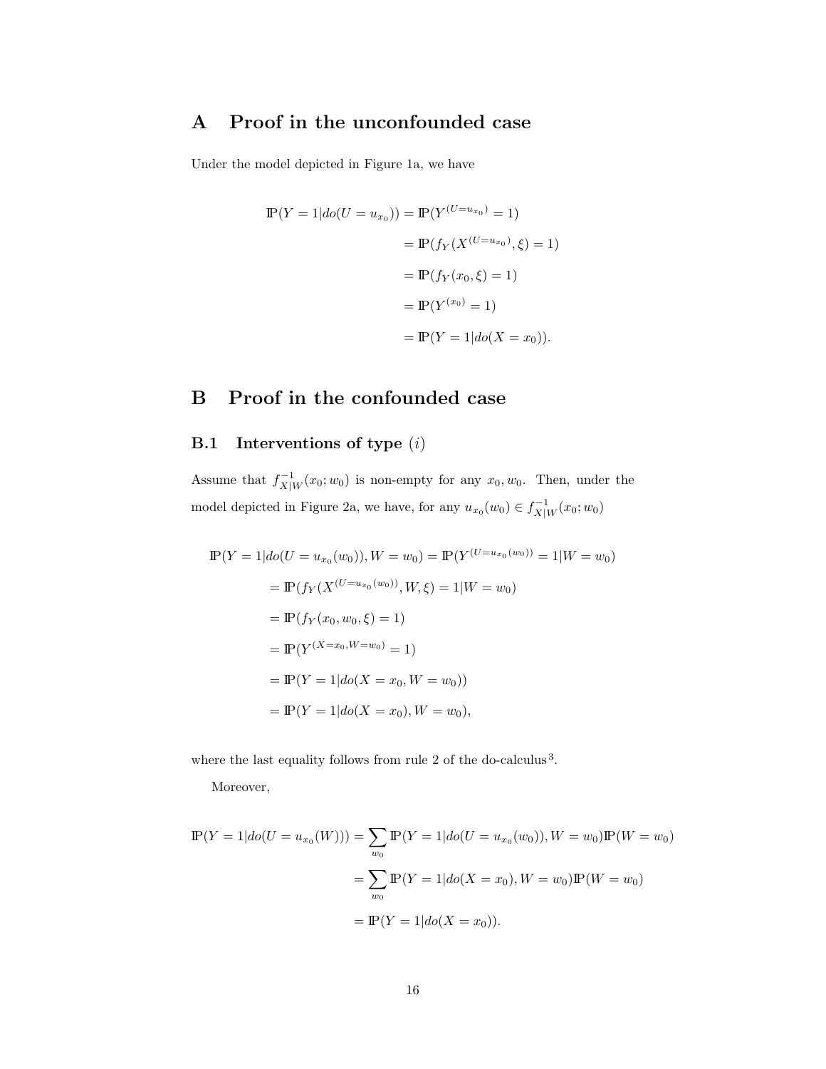# A Proof in the unconfounded case

Under the model depicted in Figure 1a, we have

$$
\begin{aligned}
\mathbb{P}(Y = 1 | do(U = u_{x_0})) &= \mathbb{P}(Y^{(U=u_{x_0})} = 1) \\
&= \mathbb{P}(f_Y(X^{(U=u_{x_0})}, \xi) = 1) \\
&= \mathbb{P}(f_Y(x_0, \xi) = 1) \\
&= \mathbb{P}(Y^{(x_0)} = 1) \\
&= \mathbb{P}(Y = 1 | do(X = x_0)).
\end{aligned}
$$

# B Proof in the confounded case

## B.1 Interventions of type $(i)$

Assume that $f^{-1}_{X|W}(x_0; w_0)$ is non-empty for any $x_0, w_0$. Then, under the model depicted in Figure 2a, we have, for any $u_{x_0}(w_0) \in f^{-1}_{X|W}(x_0; w_0)$

$$
\begin{aligned}
\mathbb{P}(Y = 1 | do(U = u_{x_0}(w_0)), W = w_0) &= \mathbb{P}(Y^{(U=u_{x_0}(w_0))} = 1 | W = w_0) \\
&= \mathbb{P}(f_Y(X^{(U=u_{x_0}(w_0))}, W, \xi) = 1 | W = w_0) \\
&= \mathbb{P}(f_Y(x_0, w_0, \xi) = 1) \\
&= \mathbb{P}(Y^{(X=x_0, W=w_0)} = 1) \\
&= \mathbb{P}(Y = 1 | do(X = x_0, W = w_0)) \\
&= \mathbb{P}(Y = 1 | do(X = x_0), W = w_0),
\end{aligned}
$$

where the last equality follows from rule 2 of the do-calculus[3].

Moreover,

$$
\begin{aligned}
\mathbb{P}(Y = 1 | do(U = u_{x_0}(W))) &= \sum_{w_0} \mathbb{P}(Y = 1 | do(U = u_{x_0}(w_0)), W = w_0) \mathbb{P}(W = w_0) \\
&= \sum_{w_0} \mathbb{P}(Y = 1 | do(X = x_0), W = w_0) \mathbb{P}(W = w_0) \\
&= \mathbb{P}(Y = 1 | do(X = x_0)).
\end{aligned}
$$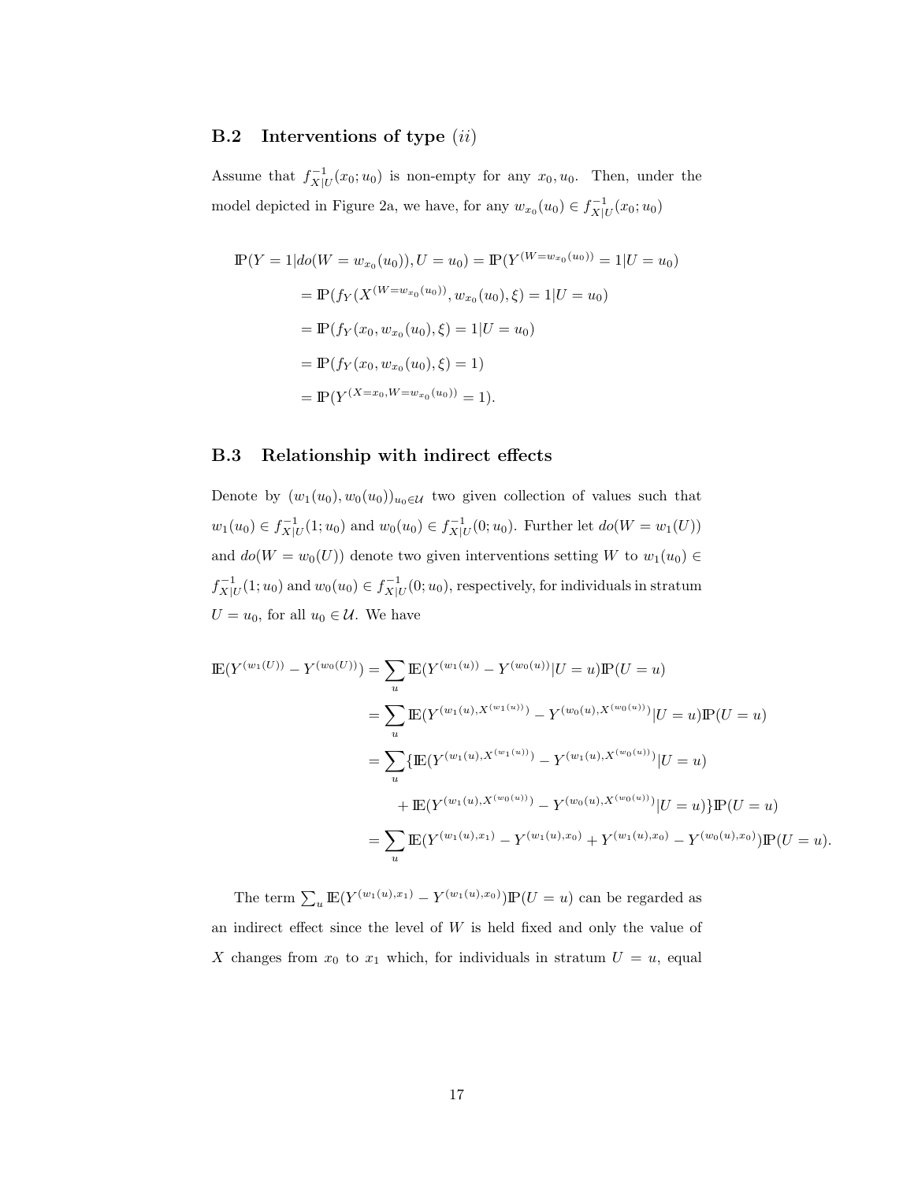## B.2 Interventions of type $(ii)$

Assume that $f^{-1}_{X|U}(x_0; u_0)$ is non-empty for any $x_0, u_0$. Then, under the model depicted in Figure 2a, we have, for any $w_{x_0}(u_0) \in f^{-1}_{X|U}(x_0; u_0)$

$$
\begin{aligned}
\mathbb{P}(Y = 1|do(W = w_{x_0}(u_0)), U = u_0) &= \mathbb{P}(Y^{(W=w_{x_0}(u_0))} = 1|U = u_0) \\
&= \mathbb{P}(f_Y(X^{(W=w_{x_0}(u_0))}, w_{x_0}(u_0), \xi) = 1|U = u_0) \\
&= \mathbb{P}(f_Y(x_0, w_{x_0}(u_0), \xi) = 1|U = u_0) \\
&= \mathbb{P}(f_Y(x_0, w_{x_0}(u_0), \xi) = 1) \\
&= \mathbb{P}(Y^{(X=x_0, W=w_{x_0}(u_0))} = 1).
\end{aligned}
$$

## B.3 Relationship with indirect effects

Denote by $(w_1(u_0), w_0(u_0))_{u_0 \in \mathcal{U}}$ two given collection of values such that $w_1(u_0) \in f^{-1}_{X|U}(1; u_0)$ and $w_0(u_0) \in f^{-1}_{X|U}(0; u_0)$. Further let $do(W = w_1(U))$ and $do(W = w_0(U))$ denote two given interventions setting $W$ to $w_1(u_0) \in f^{-1}_{X|U}(1; u_0)$ and $w_0(u_0) \in f^{-1}_{X|U}(0; u_0)$, respectively, for individuals in stratum $U = u_0$, for all $u_0 \in \mathcal{U}$. We have

$$
\begin{aligned}
\mathbb{E}(Y^{(w_1(U))} - Y^{(w_0(U))}) &= \sum_u \mathbb{E}(Y^{(w_1(u))} - Y^{(w_0(u))}|U = u)\mathbb{P}(U = u) \\
&= \sum_u \mathbb{E}(Y^{(w_1(u), X^{(w_1(u))})} - Y^{(w_0(u), X^{(w_0(u))})}|U = u)\mathbb{P}(U = u) \\
&= \sum_u \{\mathbb{E}(Y^{(w_1(u), X^{(w_1(u))})} - Y^{(w_1(u), X^{(w_0(u))})}|U = u) \\
&\quad + \mathbb{E}(Y^{(w_1(u), X^{(w_0(u))})} - Y^{(w_0(u), X^{(w_0(u))})}|U = u)\}\mathbb{P}(U = u) \\
&= \sum_u \mathbb{E}(Y^{(w_1(u), x_1)} - Y^{(w_1(u), x_0)} + Y^{(w_1(u), x_0)} - Y^{(w_0(u), x_0)})\mathbb{P}(U = u).
\end{aligned}
$$

The term $\sum_u \mathbb{E}(Y^{(w_1(u), x_1)} - Y^{(w_1(u), x_0)})\mathbb{P}(U = u)$ can be regarded as an indirect effect since the level of $W$ is held fixed and only the value of $X$ changes from $x_0$ to $x_1$ which, for individuals in stratum $U = u$, equal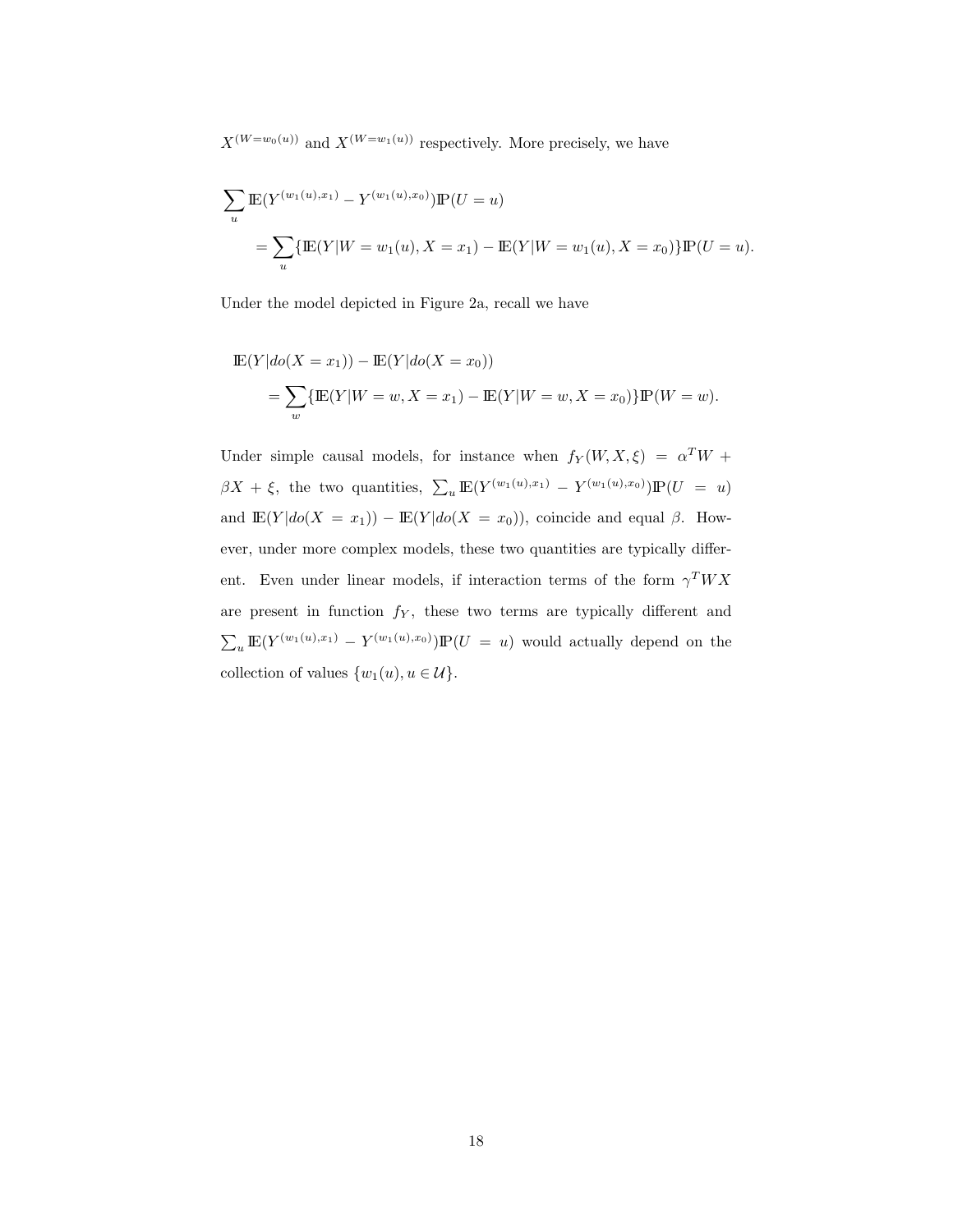$X^{(W=w_0(u))}$ and $X^{(W=w_1(u))}$ respectively. More precisely, we have

$$
\begin{aligned}
&\sum_u \mathbb{E}(Y^{(w_1(u),x_1)} - Y^{(w_1(u),x_0)})\mathbb{P}(U = u) \\
&\qquad = \sum_u \{\mathbb{E}(Y|W = w_1(u), X = x_1) - \mathbb{E}(Y|W = w_1(u), X = x_0)\}\mathbb{P}(U = u).
\end{aligned}
$$

Under the model depicted in Figure 2a, recall we have

$$
\begin{aligned}
&\mathbb{E}(Y|do(X = x_1)) - \mathbb{E}(Y|do(X = x_0)) \\
&\qquad = \sum_w \{\mathbb{E}(Y|W = w, X = x_1) - \mathbb{E}(Y|W = w, X = x_0)\}\mathbb{P}(W = w).
\end{aligned}
$$

Under simple causal models, for instance when $f_Y(W, X, \xi) = \alpha^T W + \beta X + \xi$, the two quantities, $\sum_u \mathbb{E}(Y^{(w_1(u),x_1)} - Y^{(w_1(u),x_0)})\mathbb{P}(U = u)$ and $\mathbb{E}(Y|do(X = x_1)) - \mathbb{E}(Y|do(X = x_0))$, coincide and equal $\beta$. However, under more complex models, these two quantities are typically different. Even under linear models, if interaction terms of the form $\gamma^T W X$ are present in function $f_Y$, these two terms are typically different and $\sum_u \mathbb{E}(Y^{(w_1(u),x_1)} - Y^{(w_1(u),x_0)})\mathbb{P}(U = u)$ would actually depend on the collection of values $\{w_1(u), u \in \mathcal{U}\}$.